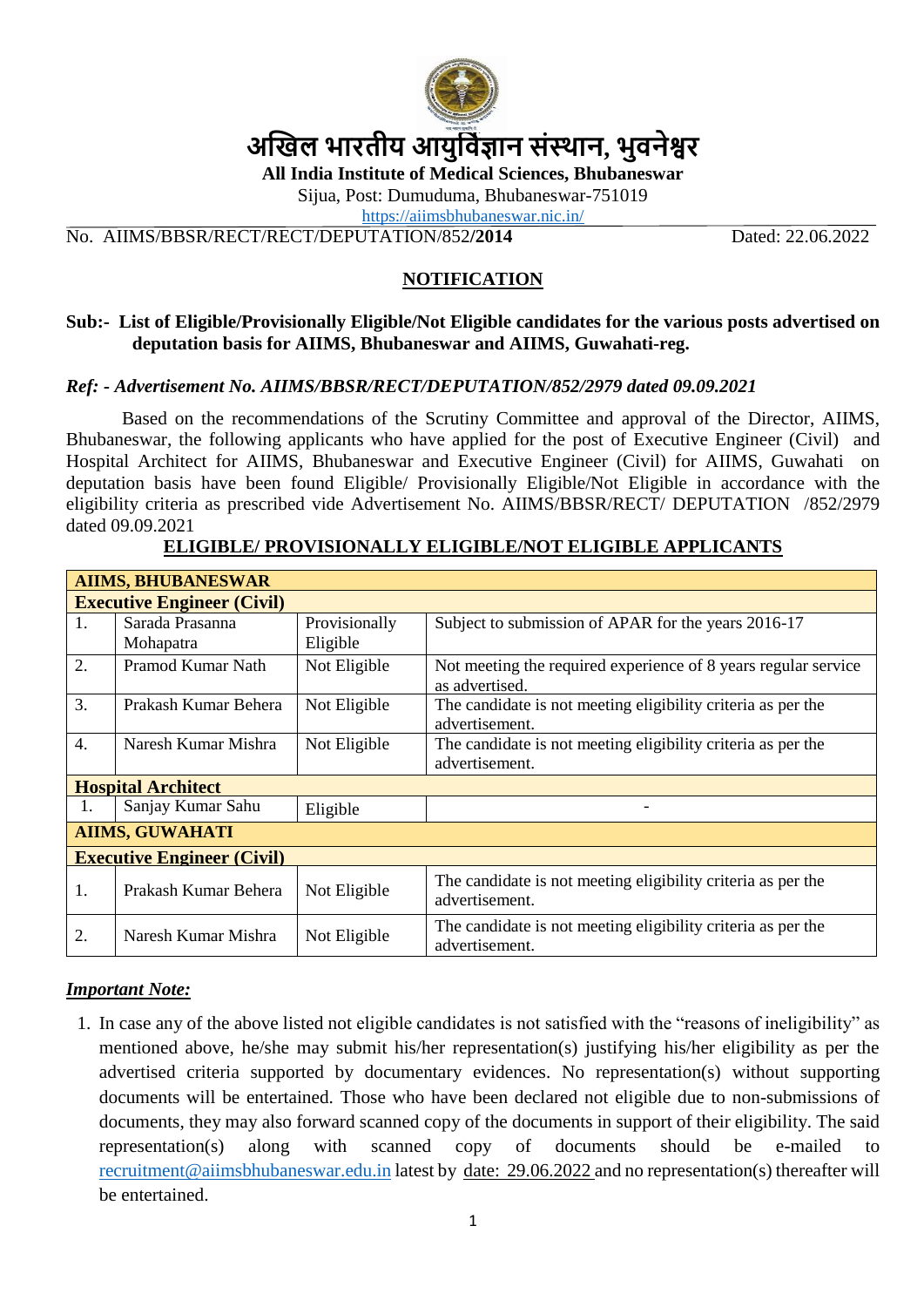# अखिल भारतीय आयुर्विज्ञान संस्थान, भुवनेश्वर

**All India Institute of Medical Sciences, Bhubaneswar**

Sijua, Post: Dumuduma, Bhubaneswar-751019

https://aiimsbhubaneswar.nic.in/

No. AIIMS/BBSR/RECT/RECT/DEPUTATION/852/**2014** Dated: 22.06.2022

## NOTIFICATION

**Sub:- List of Eligible/Provisionally Eligible/Not Eligible candidates for the various posts advertised on deputation basis for AIIMS, Bhubaneswar and AIIMS, Guwahati-reg.**

***Ref: - Advertisement No. AIIMS/BBSR/RECT/DEPUTATION/852/2979 dated 09.09.2021***

Based on the recommendations of the Scrutiny Committee and approval of the Director, AIIMS, Bhubaneswar, the following applicants who have applied for the post of Executive Engineer (Civil) and Hospital Architect for AIIMS, Bhubaneswar and Executive Engineer (Civil) for AIIMS, Guwahati on deputation basis have been found Eligible/ Provisionally Eligible/Not Eligible in accordance with the eligibility criteria as prescribed vide Advertisement No. AIIMS/BBSR/RECT/ DEPUTATION /852/2979 dated 09.09.2021

**ELIGIBLE/ PROVISIONALLY ELIGIBLE/NOT ELIGIBLE APPLICANTS**

| **AIIMS, BHUBANESWAR** | | | |
|---|---|---|---|
| **Executive Engineer (Civil)** | | | |
| 1. | Sarada Prasanna Mohapatra | Provisionally Eligible | Subject to submission of APAR for the years 2016-17 |
| 2. | Pramod Kumar Nath | Not Eligible | Not meeting the required experience of 8 years regular service as advertised. |
| 3. | Prakash Kumar Behera | Not Eligible | The candidate is not meeting eligibility criteria as per the advertisement. |
| 4. | Naresh Kumar Mishra | Not Eligible | The candidate is not meeting eligibility criteria as per the advertisement. |
| **Hospital Architect** | | | |
| 1. | Sanjay Kumar Sahu | Eligible | - |
| **AIIMS, GUWAHATI** | | | |
| **Executive Engineer (Civil)** | | | |
| 1. | Prakash Kumar Behera | Not Eligible | The candidate is not meeting eligibility criteria as per the advertisement. |
| 2. | Naresh Kumar Mishra | Not Eligible | The candidate is not meeting eligibility criteria as per the advertisement. |

***Important Note:***

1. In case any of the above listed not eligible candidates is not satisfied with the "reasons of ineligibility" as mentioned above, he/she may submit his/her representation(s) justifying his/her eligibility as per the advertised criteria supported by documentary evidences. No representation(s) without supporting documents will be entertained. Those who have been declared not eligible due to non-submissions of documents, they may also forward scanned copy of the documents in support of their eligibility. The said representation(s) along with scanned copy of documents should be e-mailed to recruitment@aiimsbhubaneswar.edu.in latest by date: 29.06.2022 and no representation(s) thereafter will be entertained.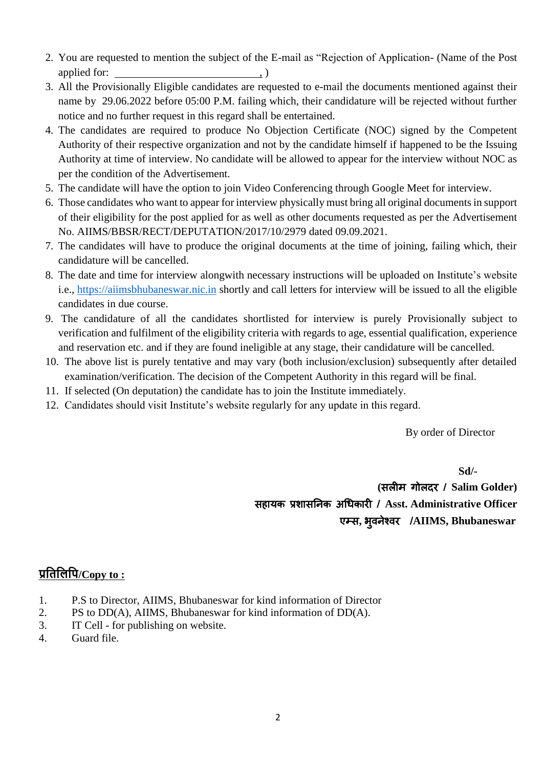2. You are requested to mention the subject of the E-mail as "Rejection of Application- (Name of the Post applied for: ___________________________, )
3. All the Provisionally Eligible candidates are requested to e-mail the documents mentioned against their name by 29.06.2022 before 05:00 P.M. failing which, their candidature will be rejected without further notice and no further request in this regard shall be entertained.
4. The candidates are required to produce No Objection Certificate (NOC) signed by the Competent Authority of their respective organization and not by the candidate himself if happened to be the Issuing Authority at time of interview. No candidate will be allowed to appear for the interview without NOC as per the condition of the Advertisement.
5. The candidate will have the option to join Video Conferencing through Google Meet for interview.
6. Those candidates who want to appear for interview physically must bring all original documents in support of their eligibility for the post applied for as well as other documents requested as per the Advertisement No. AIIMS/BBSR/RECT/DEPUTATION/2017/10/2979 dated 09.09.2021.
7. The candidates will have to produce the original documents at the time of joining, failing which, their candidature will be cancelled.
8. The date and time for interview alongwith necessary instructions will be uploaded on Institute's website i.e., https://aiimsbhubaneswar.nic.in shortly and call letters for interview will be issued to all the eligible candidates in due course.
9. The candidature of all the candidates shortlisted for interview is purely Provisionally subject to verification and fulfilment of the eligibility criteria with regards to age, essential qualification, experience and reservation etc. and if they are found ineligible at any stage, their candidature will be cancelled.
10. The above list is purely tentative and may vary (both inclusion/exclusion) subsequently after detailed examination/verification. The decision of the Competent Authority in this regard will be final.
11. If selected (On deputation) the candidate has to join the Institute immediately.
12. Candidates should visit Institute's website regularly for any update in this regard.

By order of Director

**Sd/-**

**(सलीम गोलदर / Salim Golder)**

**सहायक प्रशासनिक अधिकारी / Asst. Administrative Officer**

**एम्स, भुवनेश्वर /AIIMS, Bhubaneswar**

**प्रतिलिपि/Copy to :**

1. P.S to Director, AIIMS, Bhubaneswar for kind information of Director
2. PS to DD(A), AIIMS, Bhubaneswar for kind information of DD(A).
3. IT Cell - for publishing on website.
4. Guard file.